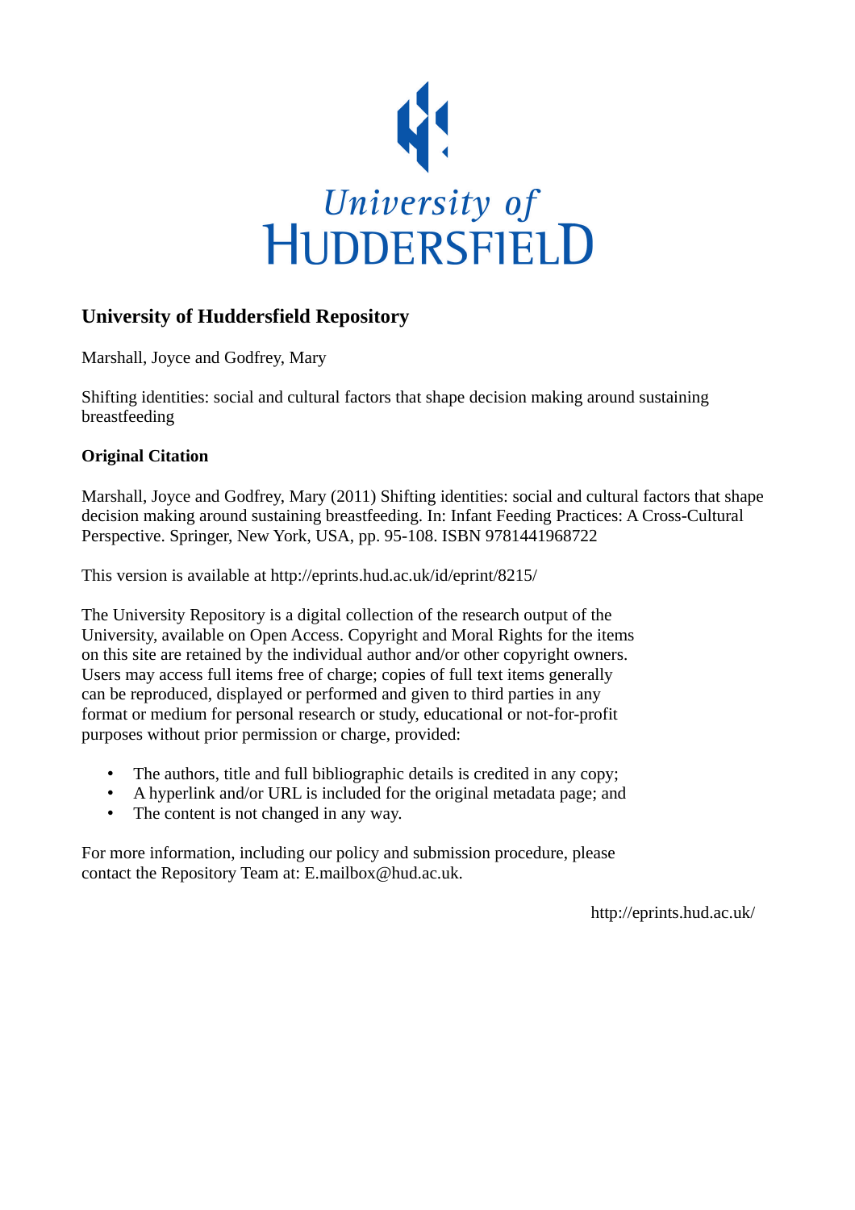University of HUDDERSFIELD

# University of Huddersfield Repository

Marshall, Joyce and Godfrey, Mary

Shifting identities: social and cultural factors that shape decision making around sustaining breastfeeding

## Original Citation

Marshall, Joyce and Godfrey, Mary (2011) Shifting identities: social and cultural factors that shape decision making around sustaining breastfeeding. In: Infant Feeding Practices: A Cross-Cultural Perspective. Springer, New York, USA, pp. 95-108. ISBN 9781441968722

This version is available at http://eprints.hud.ac.uk/id/eprint/8215/

The University Repository is a digital collection of the research output of the University, available on Open Access. Copyright and Moral Rights for the items on this site are retained by the individual author and/or other copyright owners. Users may access full items free of charge; copies of full text items generally can be reproduced, displayed or performed and given to third parties in any format or medium for personal research or study, educational or not-for-profit purposes without prior permission or charge, provided:

- The authors, title and full bibliographic details is credited in any copy;
- A hyperlink and/or URL is included for the original metadata page; and
- The content is not changed in any way.

For more information, including our policy and submission procedure, please contact the Repository Team at: E.mailbox@hud.ac.uk.

http://eprints.hud.ac.uk/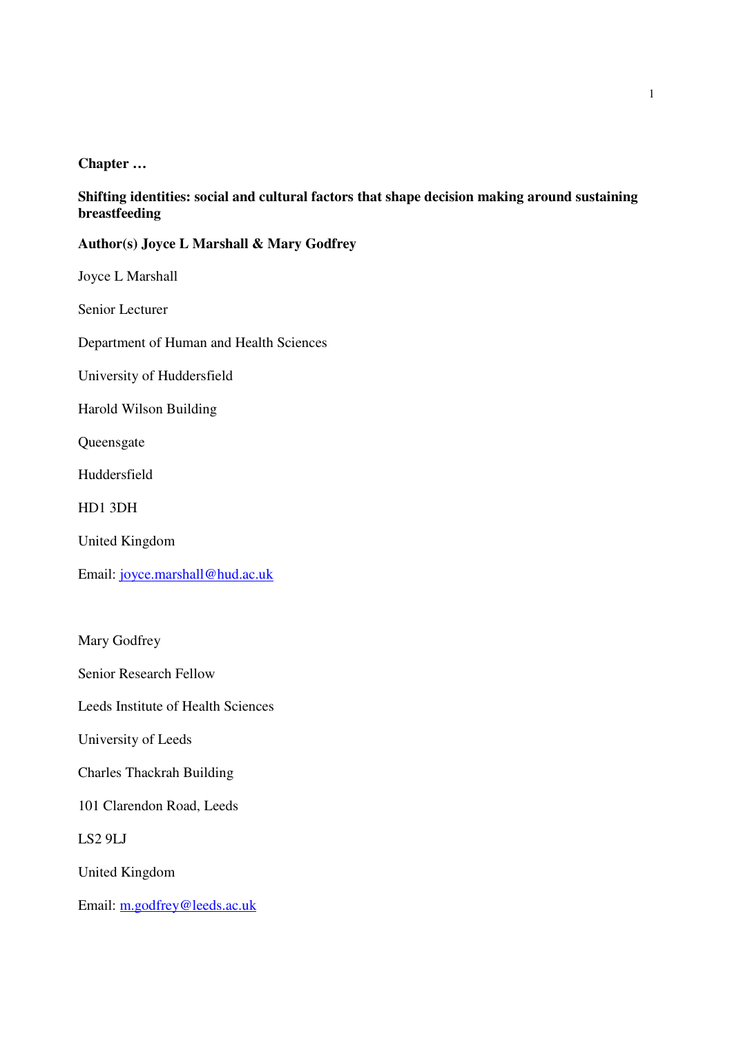**Chapter …**

**Shifting identities: social and cultural factors that shape decision making around sustaining breastfeeding**

**Author(s) Joyce L Marshall & Mary Godfrey**

Joyce L Marshall

Senior Lecturer

Department of Human and Health Sciences

University of Huddersfield

Harold Wilson Building

Queensgate

Huddersfield

HD1 3DH

United Kingdom

Email: joyce.marshall@hud.ac.uk

Mary Godfrey

Senior Research Fellow

Leeds Institute of Health Sciences

University of Leeds

Charles Thackrah Building

101 Clarendon Road, Leeds

LS2 9LJ

United Kingdom

Email: m.godfrey@leeds.ac.uk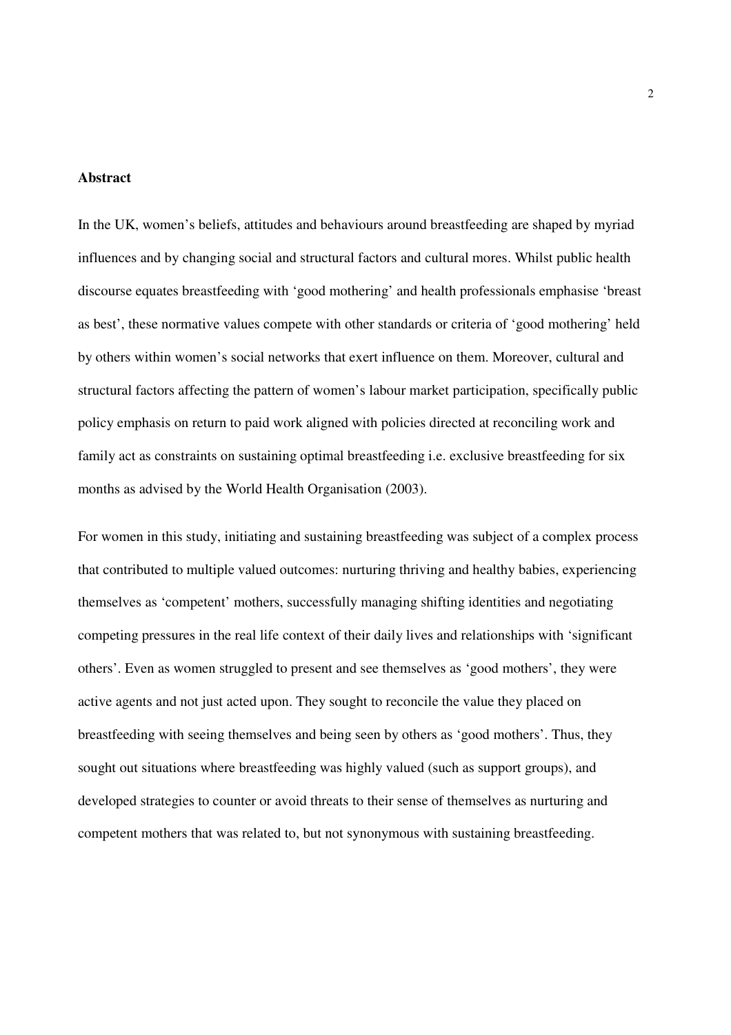**Abstract**

In the UK, women's beliefs, attitudes and behaviours around breastfeeding are shaped by myriad influences and by changing social and structural factors and cultural mores. Whilst public health discourse equates breastfeeding with 'good mothering' and health professionals emphasise 'breast as best', these normative values compete with other standards or criteria of 'good mothering' held by others within women's social networks that exert influence on them. Moreover, cultural and structural factors affecting the pattern of women's labour market participation, specifically public policy emphasis on return to paid work aligned with policies directed at reconciling work and family act as constraints on sustaining optimal breastfeeding i.e. exclusive breastfeeding for six months as advised by the World Health Organisation (2003).

For women in this study, initiating and sustaining breastfeeding was subject of a complex process that contributed to multiple valued outcomes: nurturing thriving and healthy babies, experiencing themselves as 'competent' mothers, successfully managing shifting identities and negotiating competing pressures in the real life context of their daily lives and relationships with 'significant others'. Even as women struggled to present and see themselves as 'good mothers', they were active agents and not just acted upon. They sought to reconcile the value they placed on breastfeeding with seeing themselves and being seen by others as 'good mothers'. Thus, they sought out situations where breastfeeding was highly valued (such as support groups), and developed strategies to counter or avoid threats to their sense of themselves as nurturing and competent mothers that was related to, but not synonymous with sustaining breastfeeding.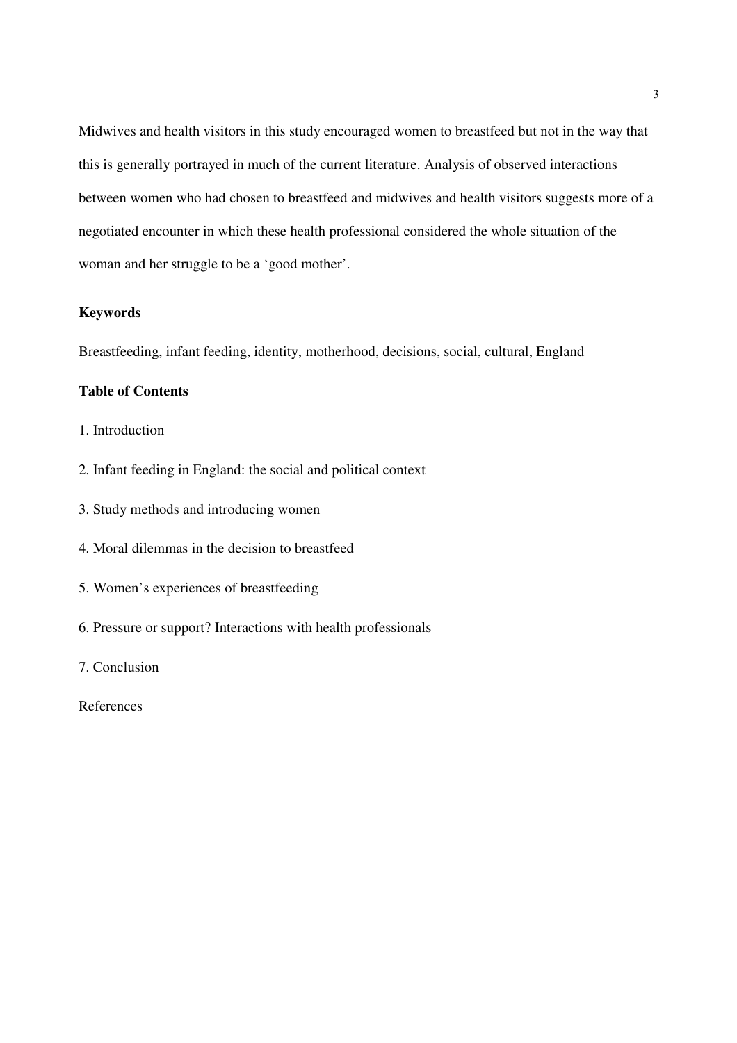Midwives and health visitors in this study encouraged women to breastfeed but not in the way that this is generally portrayed in much of the current literature. Analysis of observed interactions between women who had chosen to breastfeed and midwives and health visitors suggests more of a negotiated encounter in which these health professional considered the whole situation of the woman and her struggle to be a 'good mother'.

## Keywords

Breastfeeding, infant feeding, identity, motherhood, decisions, social, cultural, England

## Table of Contents

1. Introduction
2. Infant feeding in England: the social and political context
3. Study methods and introducing women
4. Moral dilemmas in the decision to breastfeed
5. Women's experiences of breastfeeding
6. Pressure or support? Interactions with health professionals
7. Conclusion

References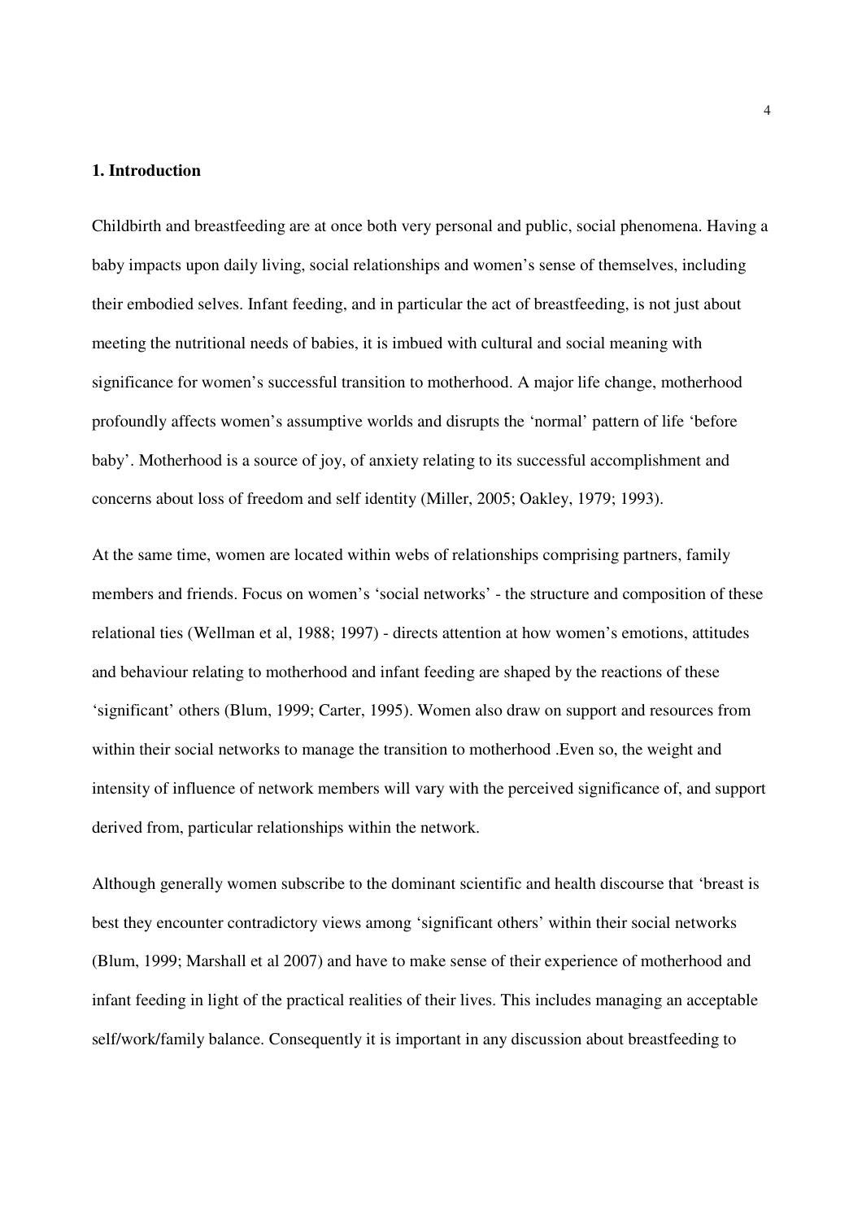## 1. Introduction

Childbirth and breastfeeding are at once both very personal and public, social phenomena. Having a baby impacts upon daily living, social relationships and women's sense of themselves, including their embodied selves. Infant feeding, and in particular the act of breastfeeding, is not just about meeting the nutritional needs of babies, it is imbued with cultural and social meaning with significance for women's successful transition to motherhood. A major life change, motherhood profoundly affects women's assumptive worlds and disrupts the 'normal' pattern of life 'before baby'. Motherhood is a source of joy, of anxiety relating to its successful accomplishment and concerns about loss of freedom and self identity (Miller, 2005; Oakley, 1979; 1993).

At the same time, women are located within webs of relationships comprising partners, family members and friends. Focus on women's 'social networks' - the structure and composition of these relational ties (Wellman et al, 1988; 1997) - directs attention at how women's emotions, attitudes and behaviour relating to motherhood and infant feeding are shaped by the reactions of these 'significant' others (Blum, 1999; Carter, 1995). Women also draw on support and resources from within their social networks to manage the transition to motherhood .Even so, the weight and intensity of influence of network members will vary with the perceived significance of, and support derived from, particular relationships within the network.

Although generally women subscribe to the dominant scientific and health discourse that 'breast is best they encounter contradictory views among 'significant others' within their social networks (Blum, 1999; Marshall et al 2007) and have to make sense of their experience of motherhood and infant feeding in light of the practical realities of their lives. This includes managing an acceptable self/work/family balance. Consequently it is important in any discussion about breastfeeding to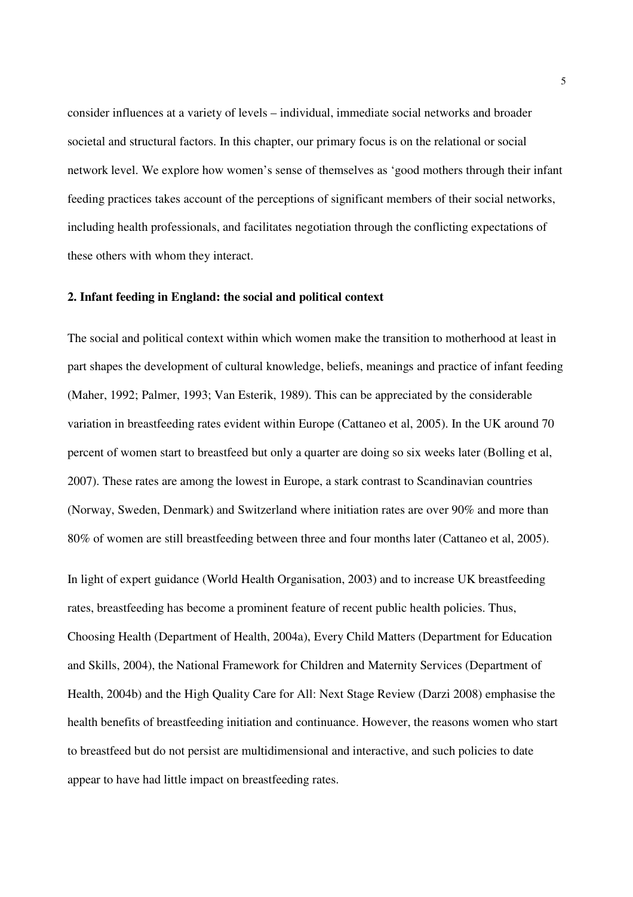consider influences at a variety of levels – individual, immediate social networks and broader societal and structural factors. In this chapter, our primary focus is on the relational or social network level. We explore how women's sense of themselves as 'good mothers through their infant feeding practices takes account of the perceptions of significant members of their social networks, including health professionals, and facilitates negotiation through the conflicting expectations of these others with whom they interact.

## 2. Infant feeding in England: the social and political context

The social and political context within which women make the transition to motherhood at least in part shapes the development of cultural knowledge, beliefs, meanings and practice of infant feeding (Maher, 1992; Palmer, 1993; Van Esterik, 1989). This can be appreciated by the considerable variation in breastfeeding rates evident within Europe (Cattaneo et al, 2005). In the UK around 70 percent of women start to breastfeed but only a quarter are doing so six weeks later (Bolling et al, 2007). These rates are among the lowest in Europe, a stark contrast to Scandinavian countries (Norway, Sweden, Denmark) and Switzerland where initiation rates are over 90% and more than 80% of women are still breastfeeding between three and four months later (Cattaneo et al, 2005).

In light of expert guidance (World Health Organisation, 2003) and to increase UK breastfeeding rates, breastfeeding has become a prominent feature of recent public health policies. Thus, Choosing Health (Department of Health, 2004a), Every Child Matters (Department for Education and Skills, 2004), the National Framework for Children and Maternity Services (Department of Health, 2004b) and the High Quality Care for All: Next Stage Review (Darzi 2008) emphasise the health benefits of breastfeeding initiation and continuance. However, the reasons women who start to breastfeed but do not persist are multidimensional and interactive, and such policies to date appear to have had little impact on breastfeeding rates.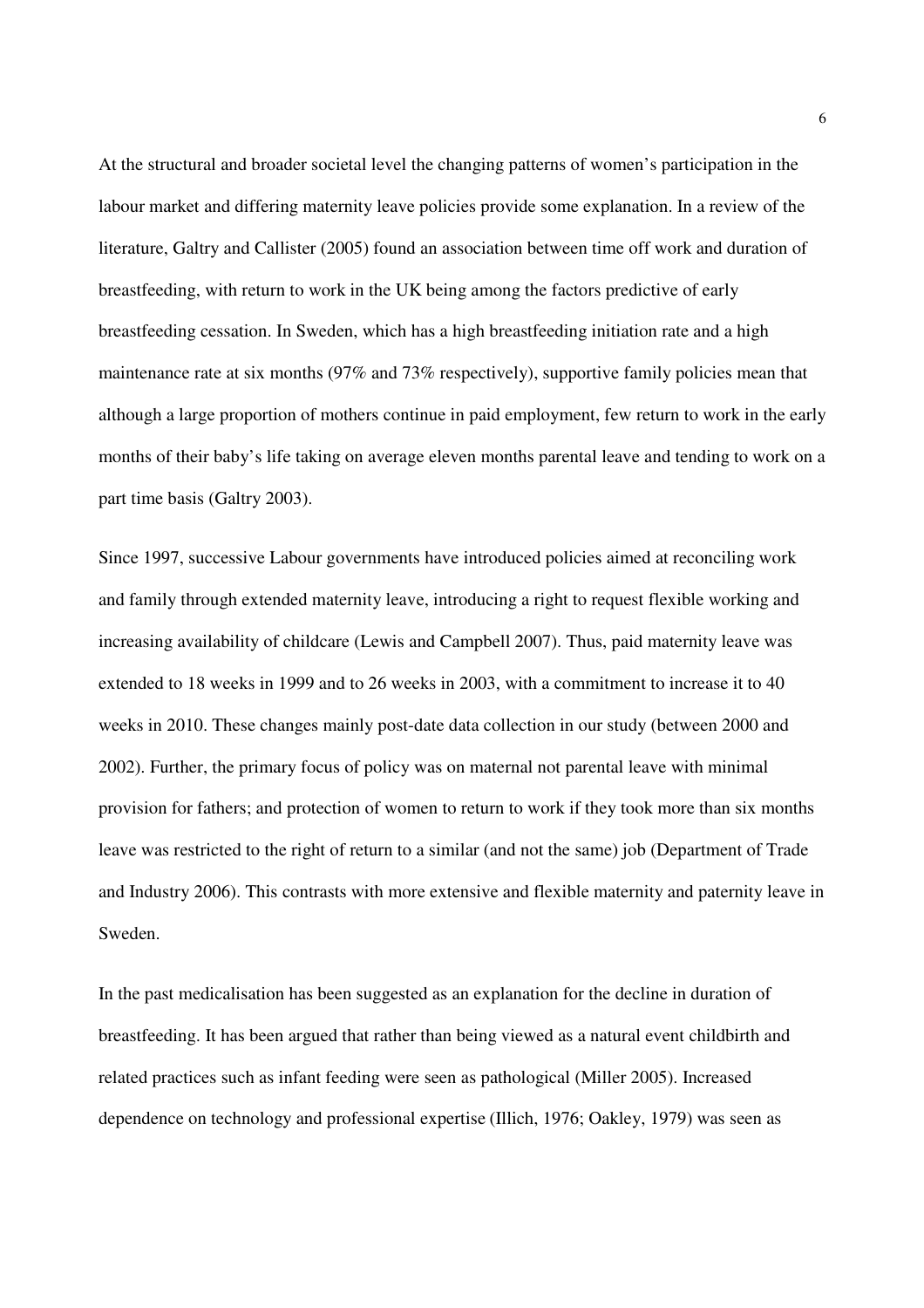At the structural and broader societal level the changing patterns of women's participation in the labour market and differing maternity leave policies provide some explanation. In a review of the literature, Galtry and Callister (2005) found an association between time off work and duration of breastfeeding, with return to work in the UK being among the factors predictive of early breastfeeding cessation. In Sweden, which has a high breastfeeding initiation rate and a high maintenance rate at six months (97% and 73% respectively), supportive family policies mean that although a large proportion of mothers continue in paid employment, few return to work in the early months of their baby's life taking on average eleven months parental leave and tending to work on a part time basis (Galtry 2003).

Since 1997, successive Labour governments have introduced policies aimed at reconciling work and family through extended maternity leave, introducing a right to request flexible working and increasing availability of childcare (Lewis and Campbell 2007). Thus, paid maternity leave was extended to 18 weeks in 1999 and to 26 weeks in 2003, with a commitment to increase it to 40 weeks in 2010. These changes mainly post-date data collection in our study (between 2000 and 2002). Further, the primary focus of policy was on maternal not parental leave with minimal provision for fathers; and protection of women to return to work if they took more than six months leave was restricted to the right of return to a similar (and not the same) job (Department of Trade and Industry 2006). This contrasts with more extensive and flexible maternity and paternity leave in Sweden.

In the past medicalisation has been suggested as an explanation for the decline in duration of breastfeeding. It has been argued that rather than being viewed as a natural event childbirth and related practices such as infant feeding were seen as pathological (Miller 2005). Increased dependence on technology and professional expertise (Illich, 1976; Oakley, 1979) was seen as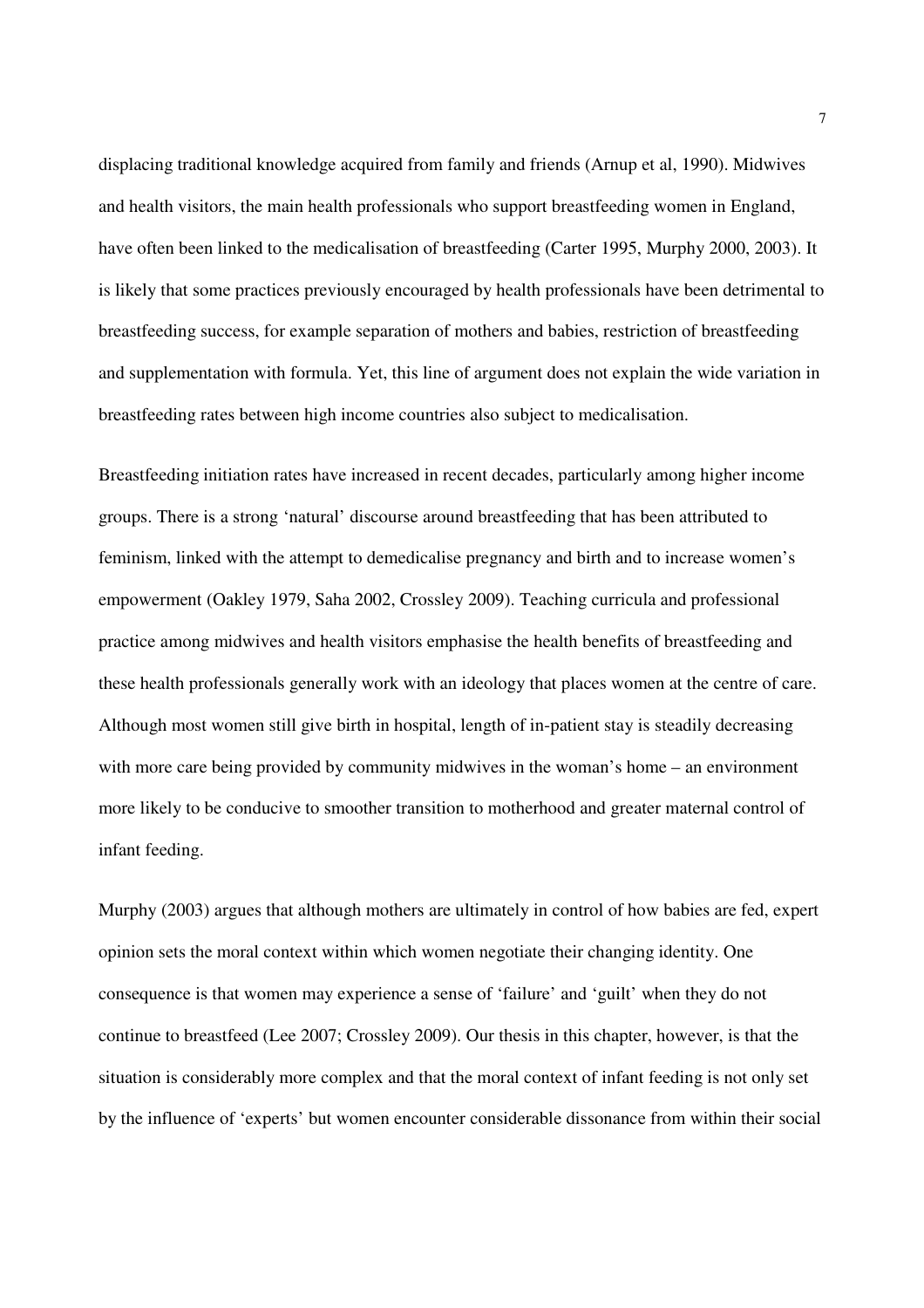displacing traditional knowledge acquired from family and friends (Arnup et al, 1990). Midwives and health visitors, the main health professionals who support breastfeeding women in England, have often been linked to the medicalisation of breastfeeding (Carter 1995, Murphy 2000, 2003). It is likely that some practices previously encouraged by health professionals have been detrimental to breastfeeding success, for example separation of mothers and babies, restriction of breastfeeding and supplementation with formula. Yet, this line of argument does not explain the wide variation in breastfeeding rates between high income countries also subject to medicalisation.

Breastfeeding initiation rates have increased in recent decades, particularly among higher income groups. There is a strong 'natural' discourse around breastfeeding that has been attributed to feminism, linked with the attempt to demedicalise pregnancy and birth and to increase women's empowerment (Oakley 1979, Saha 2002, Crossley 2009). Teaching curricula and professional practice among midwives and health visitors emphasise the health benefits of breastfeeding and these health professionals generally work with an ideology that places women at the centre of care. Although most women still give birth in hospital, length of in-patient stay is steadily decreasing with more care being provided by community midwives in the woman's home – an environment more likely to be conducive to smoother transition to motherhood and greater maternal control of infant feeding.

Murphy (2003) argues that although mothers are ultimately in control of how babies are fed, expert opinion sets the moral context within which women negotiate their changing identity. One consequence is that women may experience a sense of 'failure' and 'guilt' when they do not continue to breastfeed (Lee 2007; Crossley 2009). Our thesis in this chapter, however, is that the situation is considerably more complex and that the moral context of infant feeding is not only set by the influence of 'experts' but women encounter considerable dissonance from within their social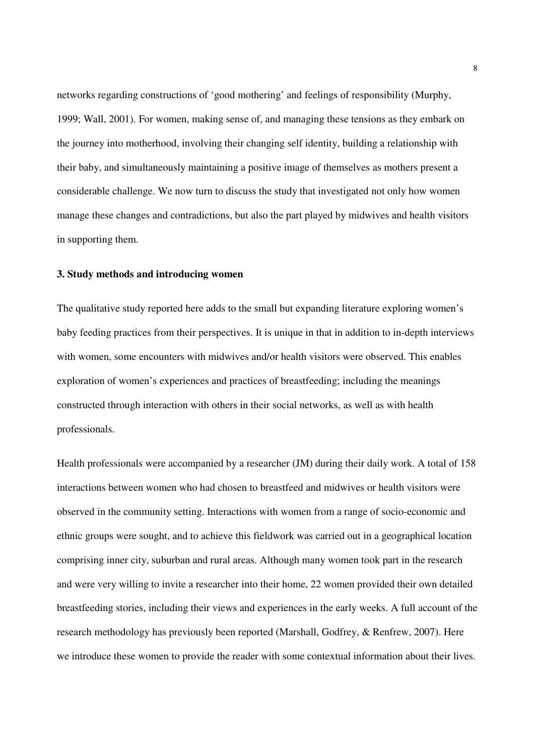networks regarding constructions of 'good mothering' and feelings of responsibility (Murphy, 1999; Wall, 2001). For women, making sense of, and managing these tensions as they embark on the journey into motherhood, involving their changing self identity, building a relationship with their baby, and simultaneously maintaining a positive image of themselves as mothers present a considerable challenge. We now turn to discuss the study that investigated not only how women manage these changes and contradictions, but also the part played by midwives and health visitors in supporting them.

### 3. Study methods and introducing women

The qualitative study reported here adds to the small but expanding literature exploring women's baby feeding practices from their perspectives. It is unique in that in addition to in-depth interviews with women, some encounters with midwives and/or health visitors were observed. This enables exploration of women's experiences and practices of breastfeeding; including the meanings constructed through interaction with others in their social networks, as well as with health professionals.

Health professionals were accompanied by a researcher (JM) during their daily work. A total of 158 interactions between women who had chosen to breastfeed and midwives or health visitors were observed in the community setting. Interactions with women from a range of socio-economic and ethnic groups were sought, and to achieve this fieldwork was carried out in a geographical location comprising inner city, suburban and rural areas. Although many women took part in the research and were very willing to invite a researcher into their home, 22 women provided their own detailed breastfeeding stories, including their views and experiences in the early weeks. A full account of the research methodology has previously been reported (Marshall, Godfrey, & Renfrew, 2007). Here we introduce these women to provide the reader with some contextual information about their lives.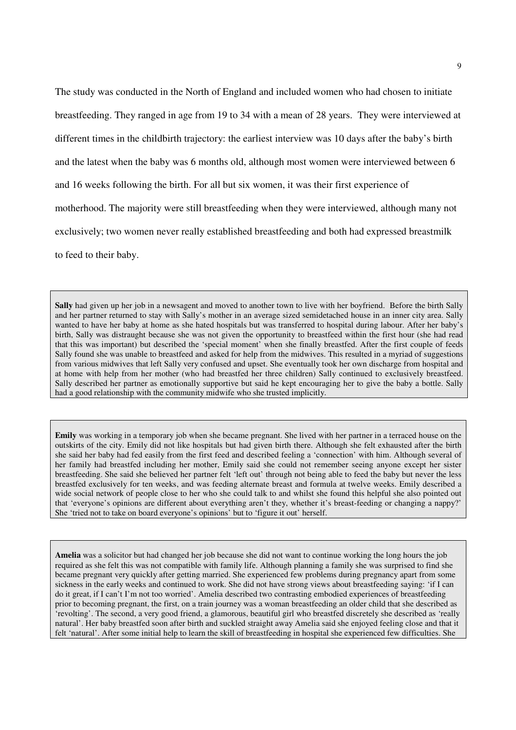The study was conducted in the North of England and included women who had chosen to initiate breastfeeding. They ranged in age from 19 to 34 with a mean of 28 years. They were interviewed at different times in the childbirth trajectory: the earliest interview was 10 days after the baby's birth and the latest when the baby was 6 months old, although most women were interviewed between 6 and 16 weeks following the birth. For all but six women, it was their first experience of motherhood. The majority were still breastfeeding when they were interviewed, although many not exclusively; two women never really established breastfeeding and both had expressed breastmilk to feed to their baby.

**Sally** had given up her job in a newsagent and moved to another town to live with her boyfriend. Before the birth Sally and her partner returned to stay with Sally's mother in an average sized semidetached house in an inner city area. Sally wanted to have her baby at home as she hated hospitals but was transferred to hospital during labour. After her baby's birth, Sally was distraught because she was not given the opportunity to breastfeed within the first hour (she had read that this was important) but described the 'special moment' when she finally breastfed. After the first couple of feeds Sally found she was unable to breastfeed and asked for help from the midwives. This resulted in a myriad of suggestions from various midwives that left Sally very confused and upset. She eventually took her own discharge from hospital and at home with help from her mother (who had breastfed her three children) Sally continued to exclusively breastfeed. Sally described her partner as emotionally supportive but said he kept encouraging her to give the baby a bottle. Sally had a good relationship with the community midwife who she trusted implicitly.

**Emily** was working in a temporary job when she became pregnant. She lived with her partner in a terraced house on the outskirts of the city. Emily did not like hospitals but had given birth there. Although she felt exhausted after the birth she said her baby had fed easily from the first feed and described feeling a 'connection' with him. Although several of her family had breastfed including her mother, Emily said she could not remember seeing anyone except her sister breastfeeding. She said she believed her partner felt 'left out' through not being able to feed the baby but never the less breastfed exclusively for ten weeks, and was feeding alternate breast and formula at twelve weeks. Emily described a wide social network of people close to her who she could talk to and whilst she found this helpful she also pointed out that 'everyone's opinions are different about everything aren't they, whether it's breast-feeding or changing a nappy?' She 'tried not to take on board everyone's opinions' but to 'figure it out' herself.

**Amelia** was a solicitor but had changed her job because she did not want to continue working the long hours the job required as she felt this was not compatible with family life. Although planning a family she was surprised to find she became pregnant very quickly after getting married. She experienced few problems during pregnancy apart from some sickness in the early weeks and continued to work. She did not have strong views about breastfeeding saying: 'if I can do it great, if I can't I'm not too worried'. Amelia described two contrasting embodied experiences of breastfeeding prior to becoming pregnant, the first, on a train journey was a woman breastfeeding an older child that she described as 'revolting'. The second, a very good friend, a glamorous, beautiful girl who breastfed discretely she described as 'really natural'. Her baby breastfed soon after birth and suckled straight away Amelia said she enjoyed feeling close and that it felt 'natural'. After some initial help to learn the skill of breastfeeding in hospital she experienced few difficulties. She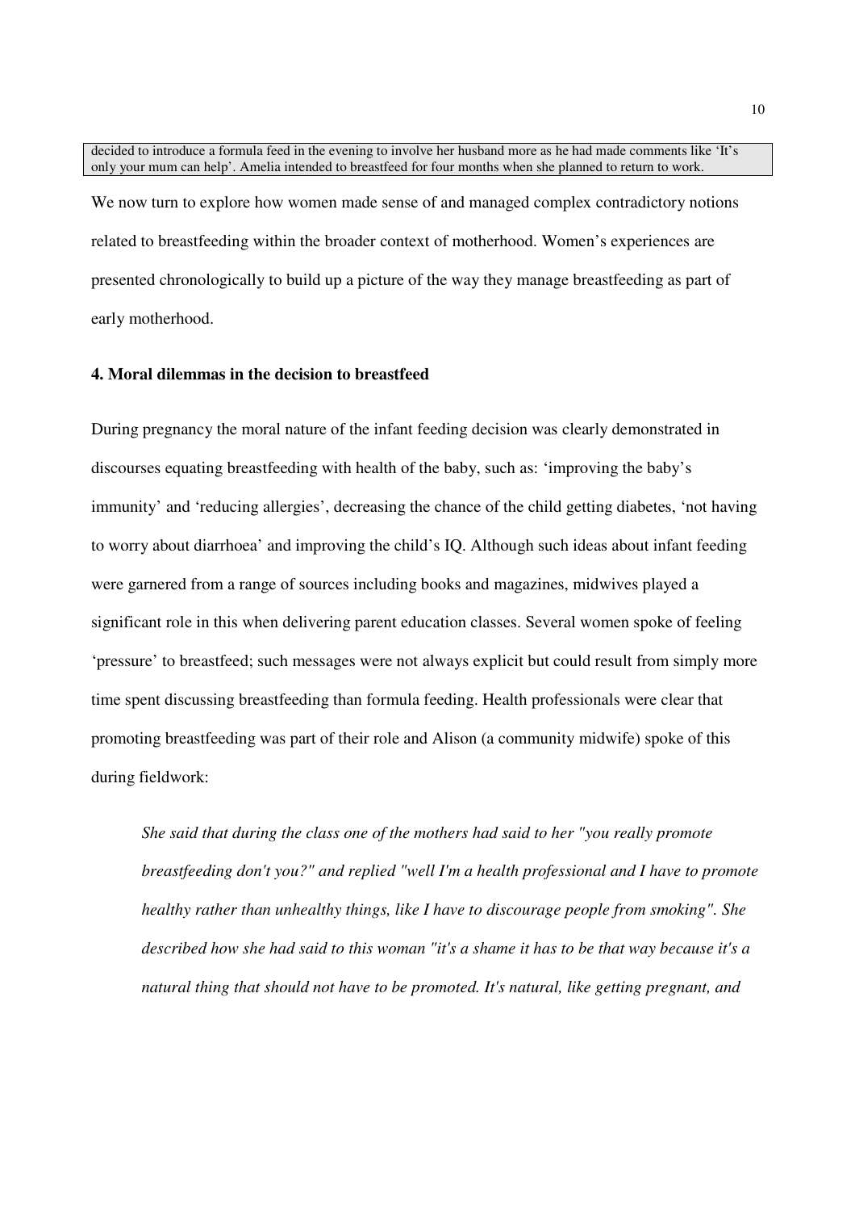decided to introduce a formula feed in the evening to involve her husband more as he had made comments like 'It's only your mum can help'. Amelia intended to breastfeed for four months when she planned to return to work.

We now turn to explore how women made sense of and managed complex contradictory notions related to breastfeeding within the broader context of motherhood. Women's experiences are presented chronologically to build up a picture of the way they manage breastfeeding as part of early motherhood.

## 4. Moral dilemmas in the decision to breastfeed

During pregnancy the moral nature of the infant feeding decision was clearly demonstrated in discourses equating breastfeeding with health of the baby, such as: 'improving the baby's immunity' and 'reducing allergies', decreasing the chance of the child getting diabetes, 'not having to worry about diarrhoea' and improving the child's IQ. Although such ideas about infant feeding were garnered from a range of sources including books and magazines, midwives played a significant role in this when delivering parent education classes. Several women spoke of feeling 'pressure' to breastfeed; such messages were not always explicit but could result from simply more time spent discussing breastfeeding than formula feeding. Health professionals were clear that promoting breastfeeding was part of their role and Alison (a community midwife) spoke of this during fieldwork:

> *She said that during the class one of the mothers had said to her "you really promote breastfeeding don't you?" and replied "well I'm a health professional and I have to promote healthy rather than unhealthy things, like I have to discourage people from smoking". She described how she had said to this woman "it's a shame it has to be that way because it's a natural thing that should not have to be promoted. It's natural, like getting pregnant, and*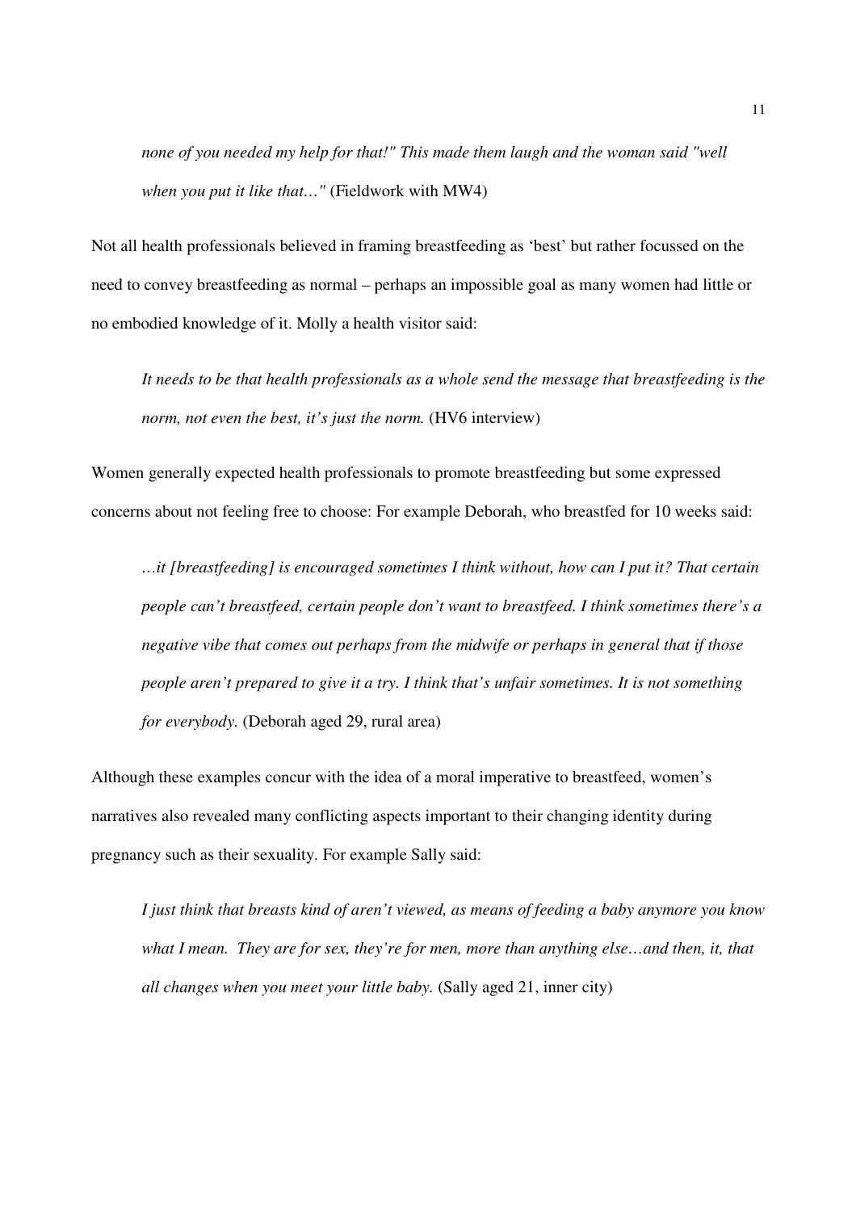*none of you needed my help for that!" This made them laugh and the woman said "well when you put it like that…"* (Fieldwork with MW4)

Not all health professionals believed in framing breastfeeding as 'best' but rather focussed on the need to convey breastfeeding as normal – perhaps an impossible goal as many women had little or no embodied knowledge of it. Molly a health visitor said:

> *It needs to be that health professionals as a whole send the message that breastfeeding is the norm, not even the best, it's just the norm.* (HV6 interview)

Women generally expected health professionals to promote breastfeeding but some expressed concerns about not feeling free to choose: For example Deborah, who breastfed for 10 weeks said:

> *…it [breastfeeding] is encouraged sometimes I think without, how can I put it? That certain people can't breastfeed, certain people don't want to breastfeed. I think sometimes there's a negative vibe that comes out perhaps from the midwife or perhaps in general that if those people aren't prepared to give it a try. I think that's unfair sometimes. It is not something for everybody.* (Deborah aged 29, rural area)

Although these examples concur with the idea of a moral imperative to breastfeed, women's narratives also revealed many conflicting aspects important to their changing identity during pregnancy such as their sexuality. For example Sally said:

> *I just think that breasts kind of aren't viewed, as means of feeding a baby anymore you know what I mean. They are for sex, they're for men, more than anything else…and then, it, that all changes when you meet your little baby.* (Sally aged 21, inner city)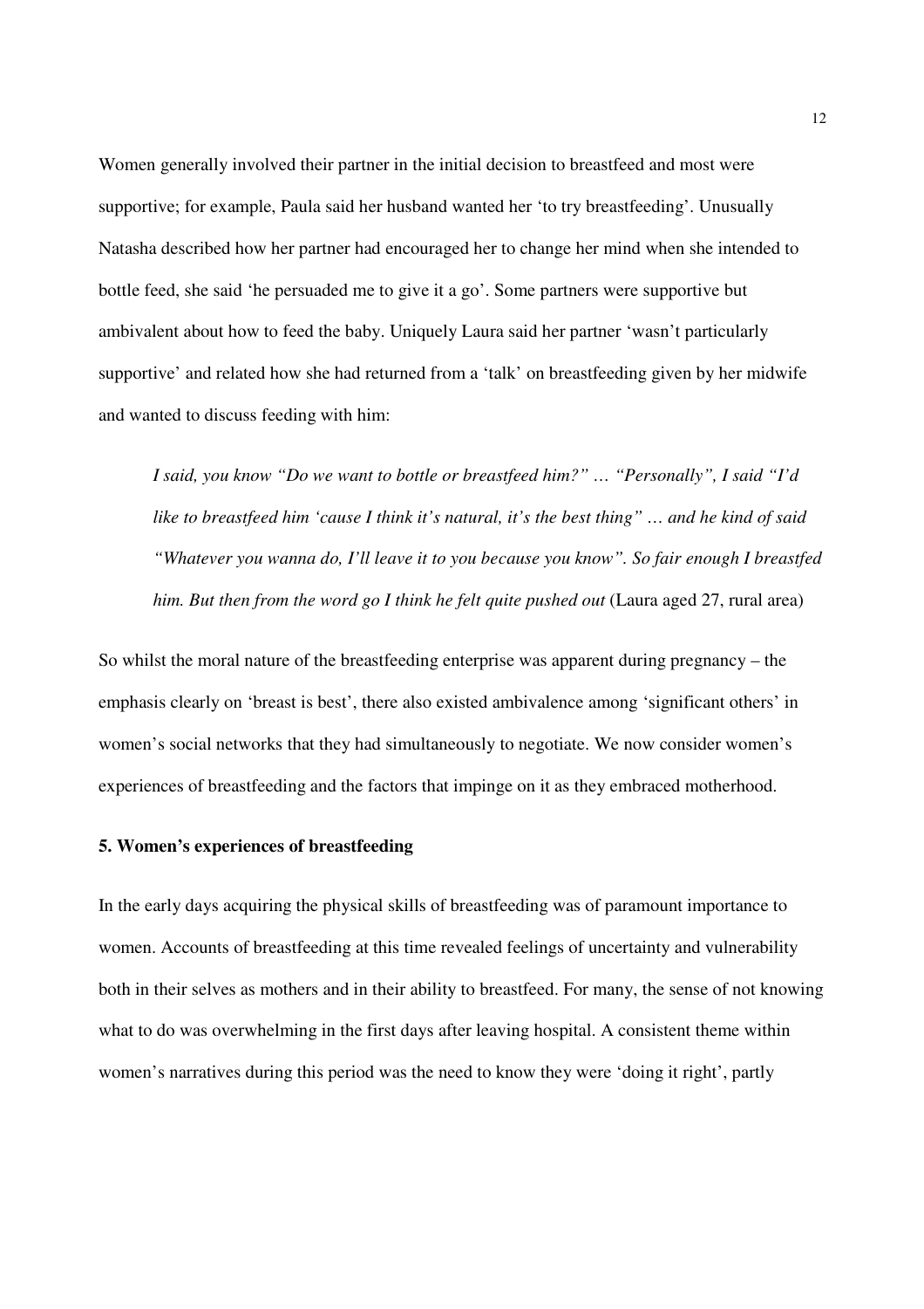Women generally involved their partner in the initial decision to breastfeed and most were supportive; for example, Paula said her husband wanted her 'to try breastfeeding'. Unusually Natasha described how her partner had encouraged her to change her mind when she intended to bottle feed, she said 'he persuaded me to give it a go'. Some partners were supportive but ambivalent about how to feed the baby. Uniquely Laura said her partner 'wasn't particularly supportive' and related how she had returned from a 'talk' on breastfeeding given by her midwife and wanted to discuss feeding with him:

> *I said, you know "Do we want to bottle or breastfeed him?" … "Personally", I said "I'd like to breastfeed him 'cause I think it's natural, it's the best thing" … and he kind of said "Whatever you wanna do, I'll leave it to you because you know". So fair enough I breastfed him. But then from the word go I think he felt quite pushed out* (Laura aged 27, rural area)

So whilst the moral nature of the breastfeeding enterprise was apparent during pregnancy – the emphasis clearly on 'breast is best', there also existed ambivalence among 'significant others' in women's social networks that they had simultaneously to negotiate. We now consider women's experiences of breastfeeding and the factors that impinge on it as they embraced motherhood.

## 5. Women's experiences of breastfeeding

In the early days acquiring the physical skills of breastfeeding was of paramount importance to women. Accounts of breastfeeding at this time revealed feelings of uncertainty and vulnerability both in their selves as mothers and in their ability to breastfeed. For many, the sense of not knowing what to do was overwhelming in the first days after leaving hospital. A consistent theme within women's narratives during this period was the need to know they were 'doing it right', partly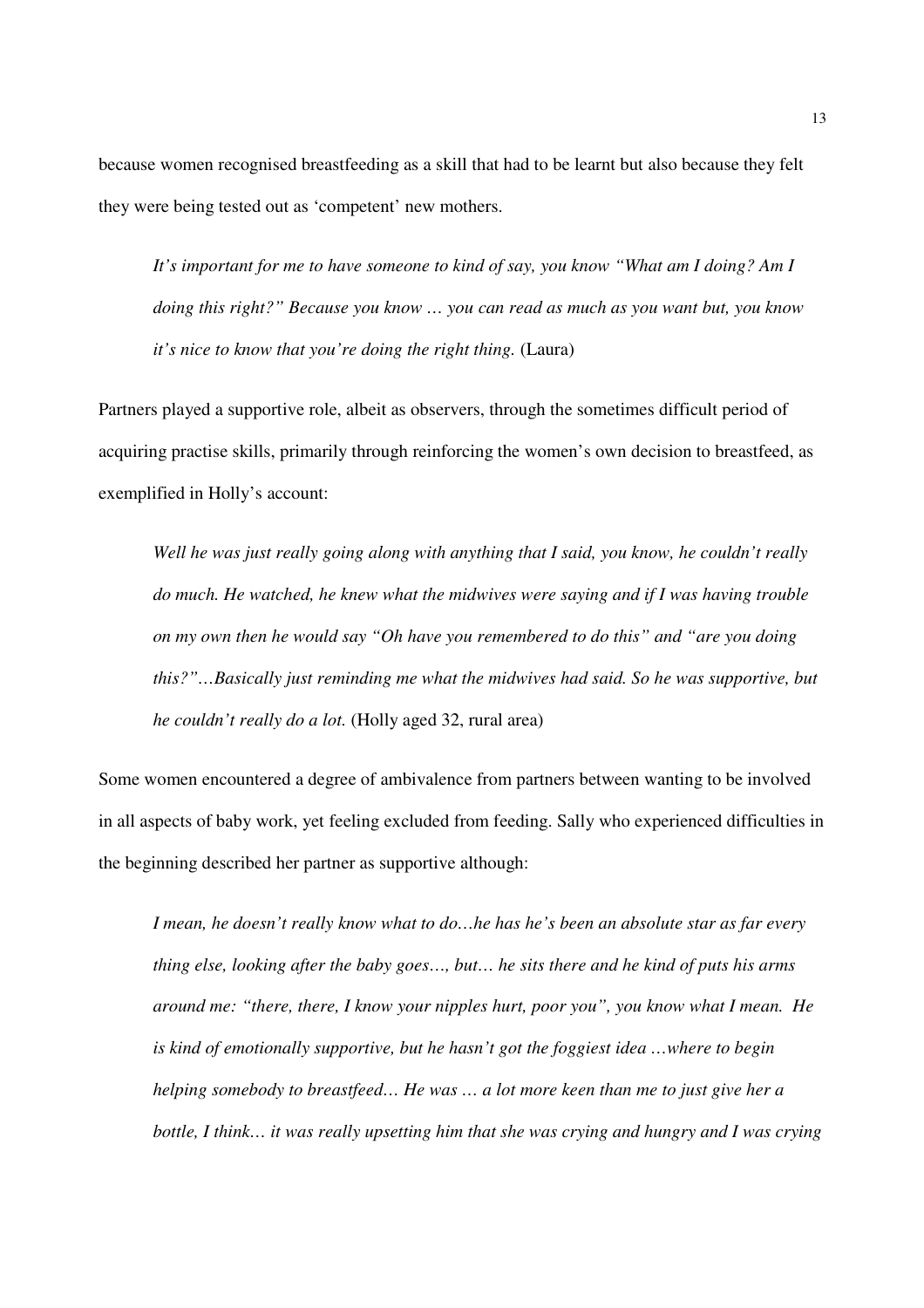because women recognised breastfeeding as a skill that had to be learnt but also because they felt they were being tested out as 'competent' new mothers.

> *It's important for me to have someone to kind of say, you know "What am I doing? Am I doing this right?" Because you know … you can read as much as you want but, you know it's nice to know that you're doing the right thing.* (Laura)

Partners played a supportive role, albeit as observers, through the sometimes difficult period of acquiring practise skills, primarily through reinforcing the women's own decision to breastfeed, as exemplified in Holly's account:

> *Well he was just really going along with anything that I said, you know, he couldn't really do much. He watched, he knew what the midwives were saying and if I was having trouble on my own then he would say "Oh have you remembered to do this" and "are you doing this?"…Basically just reminding me what the midwives had said. So he was supportive, but he couldn't really do a lot.* (Holly aged 32, rural area)

Some women encountered a degree of ambivalence from partners between wanting to be involved in all aspects of baby work, yet feeling excluded from feeding. Sally who experienced difficulties in the beginning described her partner as supportive although:

> *I mean, he doesn't really know what to do…he has he's been an absolute star as far every thing else, looking after the baby goes…, but… he sits there and he kind of puts his arms around me: "there, there, I know your nipples hurt, poor you", you know what I mean. He is kind of emotionally supportive, but he hasn't got the foggiest idea …where to begin helping somebody to breastfeed… He was … a lot more keen than me to just give her a bottle, I think… it was really upsetting him that she was crying and hungry and I was crying*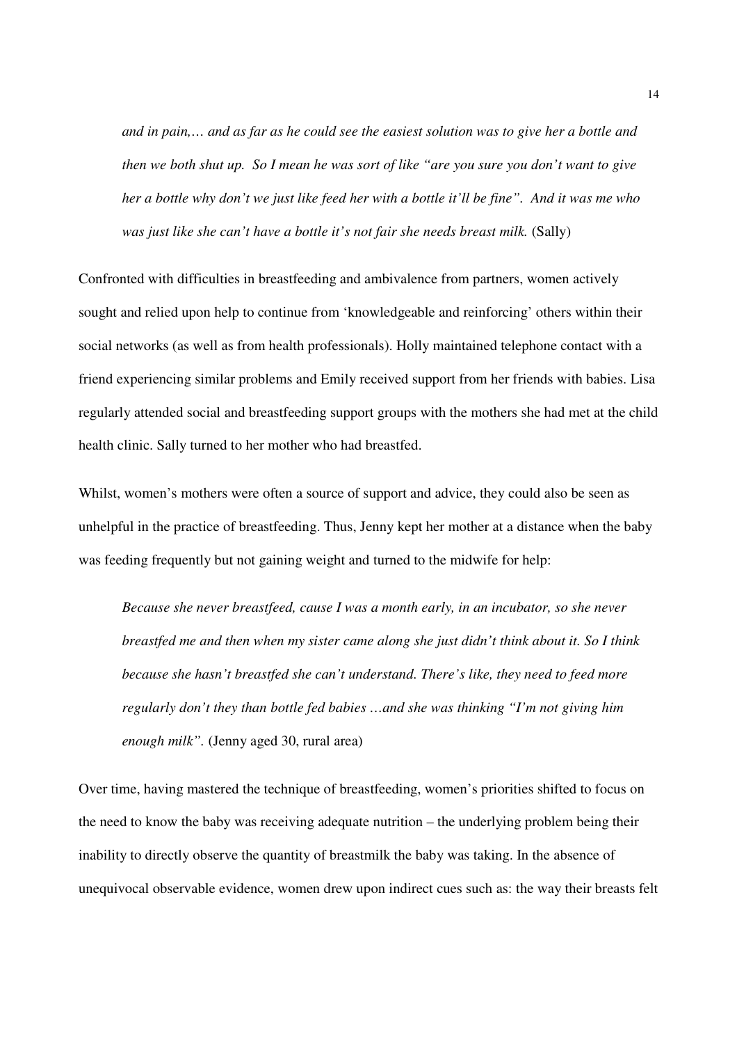*and in pain,… and as far as he could see the easiest solution was to give her a bottle and then we both shut up. So I mean he was sort of like "are you sure you don't want to give her a bottle why don't we just like feed her with a bottle it'll be fine". And it was me who was just like she can't have a bottle it's not fair she needs breast milk.* (Sally)

Confronted with difficulties in breastfeeding and ambivalence from partners, women actively sought and relied upon help to continue from 'knowledgeable and reinforcing' others within their social networks (as well as from health professionals). Holly maintained telephone contact with a friend experiencing similar problems and Emily received support from her friends with babies. Lisa regularly attended social and breastfeeding support groups with the mothers she had met at the child health clinic. Sally turned to her mother who had breastfed.

Whilst, women's mothers were often a source of support and advice, they could also be seen as unhelpful in the practice of breastfeeding. Thus, Jenny kept her mother at a distance when the baby was feeding frequently but not gaining weight and turned to the midwife for help:

*Because she never breastfeed, cause I was a month early, in an incubator, so she never breastfed me and then when my sister came along she just didn't think about it. So I think because she hasn't breastfed she can't understand. There's like, they need to feed more regularly don't they than bottle fed babies …and she was thinking "I'm not giving him enough milk".* (Jenny aged 30, rural area)

Over time, having mastered the technique of breastfeeding, women's priorities shifted to focus on the need to know the baby was receiving adequate nutrition – the underlying problem being their inability to directly observe the quantity of breastmilk the baby was taking. In the absence of unequivocal observable evidence, women drew upon indirect cues such as: the way their breasts felt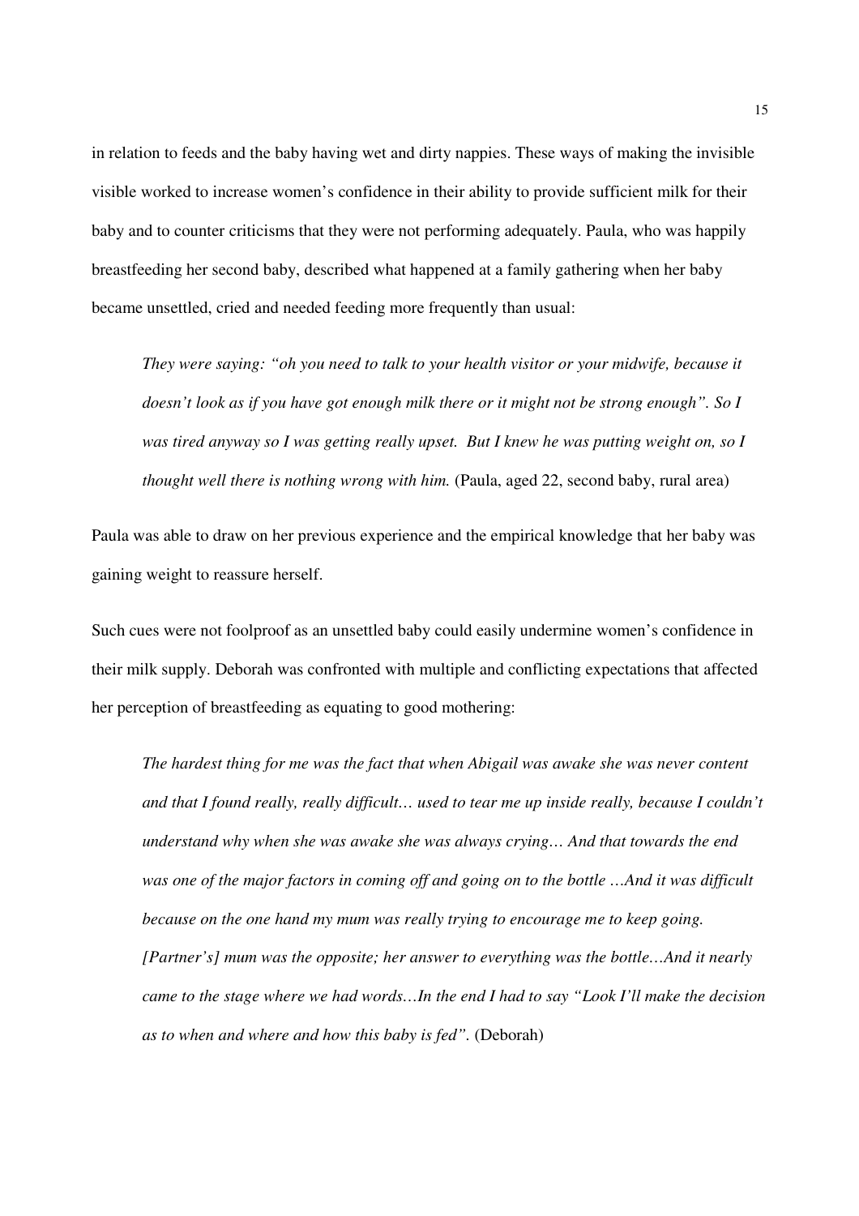in relation to feeds and the baby having wet and dirty nappies. These ways of making the invisible visible worked to increase women's confidence in their ability to provide sufficient milk for their baby and to counter criticisms that they were not performing adequately. Paula, who was happily breastfeeding her second baby, described what happened at a family gathering when her baby became unsettled, cried and needed feeding more frequently than usual:

> *They were saying: "oh you need to talk to your health visitor or your midwife, because it doesn't look as if you have got enough milk there or it might not be strong enough". So I was tired anyway so I was getting really upset. But I knew he was putting weight on, so I thought well there is nothing wrong with him.* (Paula, aged 22, second baby, rural area)

Paula was able to draw on her previous experience and the empirical knowledge that her baby was gaining weight to reassure herself.

Such cues were not foolproof as an unsettled baby could easily undermine women's confidence in their milk supply. Deborah was confronted with multiple and conflicting expectations that affected her perception of breastfeeding as equating to good mothering:

> *The hardest thing for me was the fact that when Abigail was awake she was never content and that I found really, really difficult… used to tear me up inside really, because I couldn't understand why when she was awake she was always crying… And that towards the end was one of the major factors in coming off and going on to the bottle …And it was difficult because on the one hand my mum was really trying to encourage me to keep going. [Partner's] mum was the opposite; her answer to everything was the bottle…And it nearly came to the stage where we had words…In the end I had to say "Look I'll make the decision as to when and where and how this baby is fed".* (Deborah)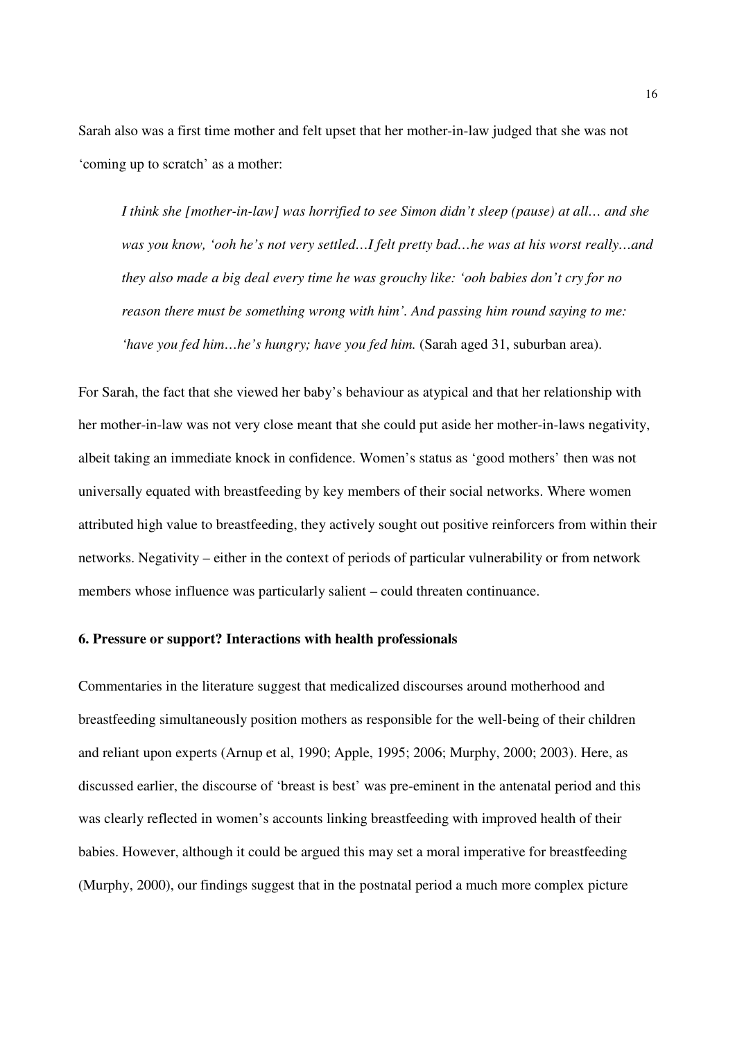Sarah also was a first time mother and felt upset that her mother-in-law judged that she was not 'coming up to scratch' as a mother:

> *I think she [mother-in-law] was horrified to see Simon didn't sleep (pause) at all… and she was you know, 'ooh he's not very settled…I felt pretty bad…he was at his worst really…and they also made a big deal every time he was grouchy like: 'ooh babies don't cry for no reason there must be something wrong with him'. And passing him round saying to me: 'have you fed him…he's hungry; have you fed him.* (Sarah aged 31, suburban area).

For Sarah, the fact that she viewed her baby's behaviour as atypical and that her relationship with her mother-in-law was not very close meant that she could put aside her mother-in-laws negativity, albeit taking an immediate knock in confidence. Women's status as 'good mothers' then was not universally equated with breastfeeding by key members of their social networks. Where women attributed high value to breastfeeding, they actively sought out positive reinforcers from within their networks. Negativity – either in the context of periods of particular vulnerability or from network members whose influence was particularly salient – could threaten continuance.

**6. Pressure or support? Interactions with health professionals**

Commentaries in the literature suggest that medicalized discourses around motherhood and breastfeeding simultaneously position mothers as responsible for the well-being of their children and reliant upon experts (Arnup et al, 1990; Apple, 1995; 2006; Murphy, 2000; 2003). Here, as discussed earlier, the discourse of 'breast is best' was pre-eminent in the antenatal period and this was clearly reflected in women's accounts linking breastfeeding with improved health of their babies. However, although it could be argued this may set a moral imperative for breastfeeding (Murphy, 2000), our findings suggest that in the postnatal period a much more complex picture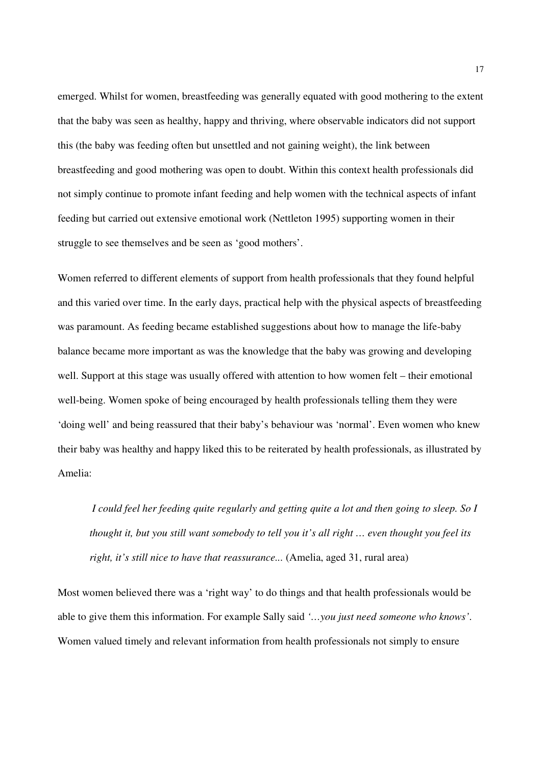emerged. Whilst for women, breastfeeding was generally equated with good mothering to the extent that the baby was seen as healthy, happy and thriving, where observable indicators did not support this (the baby was feeding often but unsettled and not gaining weight), the link between breastfeeding and good mothering was open to doubt. Within this context health professionals did not simply continue to promote infant feeding and help women with the technical aspects of infant feeding but carried out extensive emotional work (Nettleton 1995) supporting women in their struggle to see themselves and be seen as 'good mothers'.

Women referred to different elements of support from health professionals that they found helpful and this varied over time. In the early days, practical help with the physical aspects of breastfeeding was paramount. As feeding became established suggestions about how to manage the life-baby balance became more important as was the knowledge that the baby was growing and developing well. Support at this stage was usually offered with attention to how women felt – their emotional well-being. Women spoke of being encouraged by health professionals telling them they were 'doing well' and being reassured that their baby's behaviour was 'normal'. Even women who knew their baby was healthy and happy liked this to be reiterated by health professionals, as illustrated by Amelia:

> *I could feel her feeding quite regularly and getting quite a lot and then going to sleep. So I thought it, but you still want somebody to tell you it's all right … even thought you feel its right, it's still nice to have that reassurance...* (Amelia, aged 31, rural area)

Most women believed there was a 'right way' to do things and that health professionals would be able to give them this information. For example Sally said *'…you just need someone who knows'*. Women valued timely and relevant information from health professionals not simply to ensure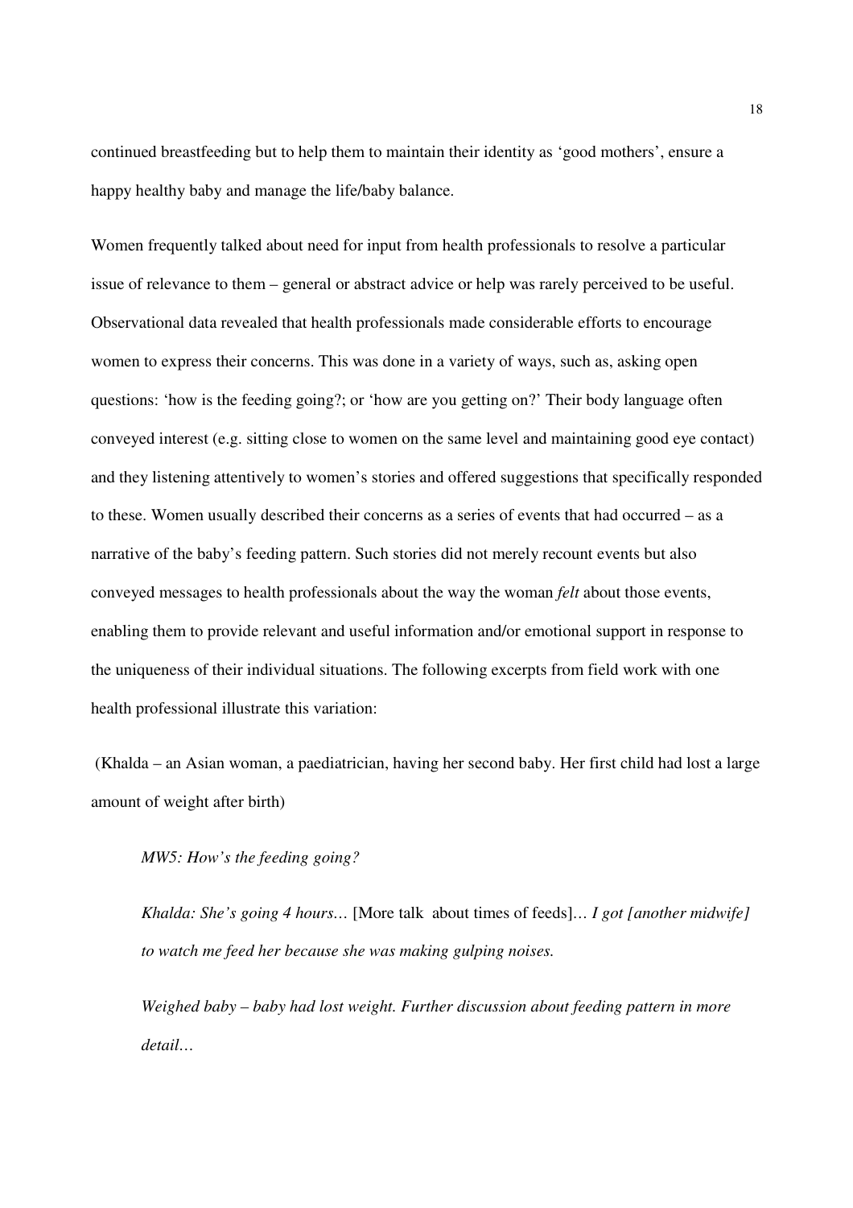continued breastfeeding but to help them to maintain their identity as 'good mothers', ensure a happy healthy baby and manage the life/baby balance.

Women frequently talked about need for input from health professionals to resolve a particular issue of relevance to them – general or abstract advice or help was rarely perceived to be useful. Observational data revealed that health professionals made considerable efforts to encourage women to express their concerns. This was done in a variety of ways, such as, asking open questions: 'how is the feeding going?; or 'how are you getting on?' Their body language often conveyed interest (e.g. sitting close to women on the same level and maintaining good eye contact) and they listening attentively to women's stories and offered suggestions that specifically responded to these. Women usually described their concerns as a series of events that had occurred – as a narrative of the baby's feeding pattern. Such stories did not merely recount events but also conveyed messages to health professionals about the way the woman *felt* about those events, enabling them to provide relevant and useful information and/or emotional support in response to the uniqueness of their individual situations. The following excerpts from field work with one health professional illustrate this variation:

(Khalda – an Asian woman, a paediatrician, having her second baby. Her first child had lost a large amount of weight after birth)

> *MW5: How's the feeding going?*
>
> *Khalda: She's going 4 hours…* [More talk about times of feeds]… *I got [another midwife] to watch me feed her because she was making gulping noises.*
>
> *Weighed baby – baby had lost weight. Further discussion about feeding pattern in more detail…*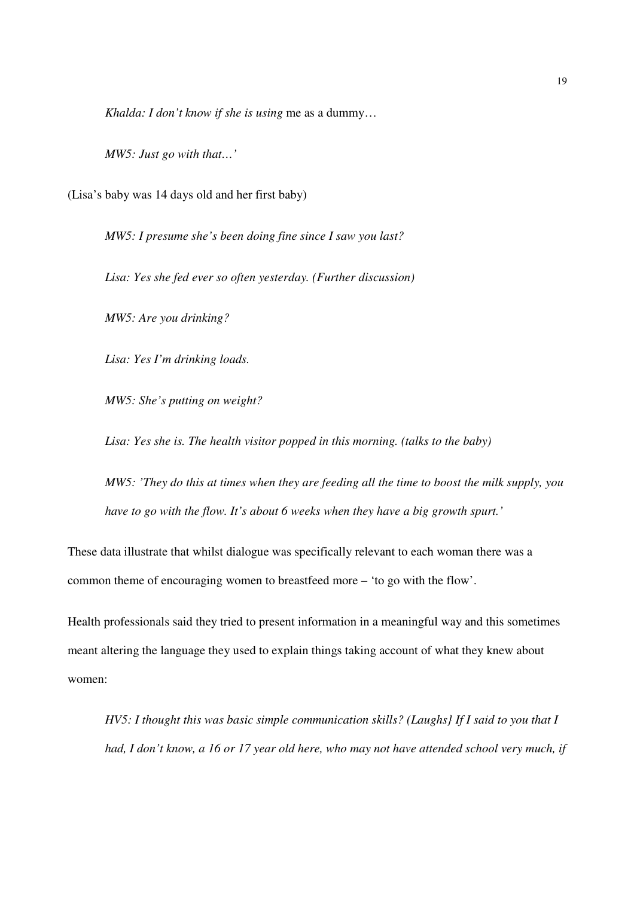*Khalda: I don't know if she is using* me as a dummy…

*MW5: Just go with that…'*

(Lisa's baby was 14 days old and her first baby)

*MW5: I presume she's been doing fine since I saw you last?*

*Lisa: Yes she fed ever so often yesterday. (Further discussion)*

*MW5: Are you drinking?*

*Lisa: Yes I'm drinking loads.*

*MW5: She's putting on weight?*

*Lisa: Yes she is. The health visitor popped in this morning. (talks to the baby)*

*MW5: 'They do this at times when they are feeding all the time to boost the milk supply, you have to go with the flow. It's about 6 weeks when they have a big growth spurt.'*

These data illustrate that whilst dialogue was specifically relevant to each woman there was a common theme of encouraging women to breastfeed more – 'to go with the flow'.

Health professionals said they tried to present information in a meaningful way and this sometimes meant altering the language they used to explain things taking account of what they knew about women:

*HV5: I thought this was basic simple communication skills? (Laughs} If I said to you that I had, I don't know, a 16 or 17 year old here, who may not have attended school very much, if*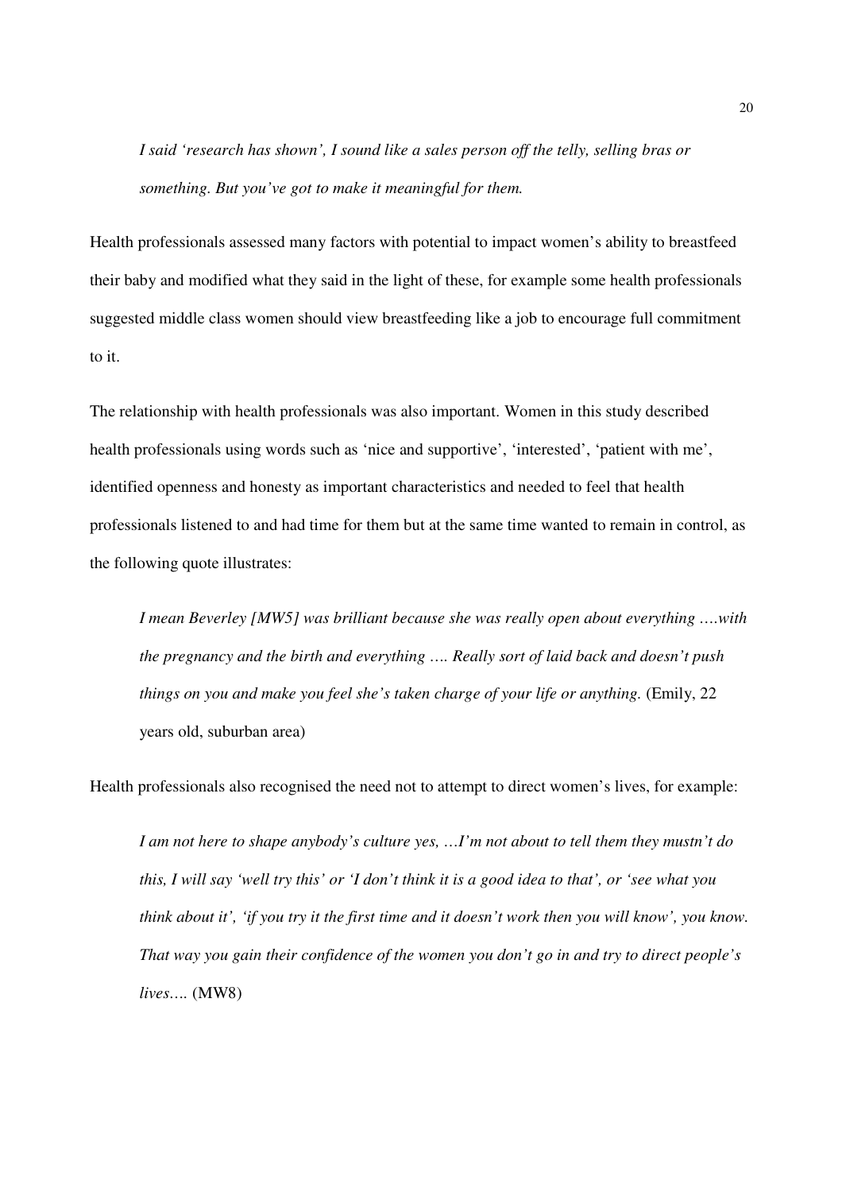> *I said 'research has shown', I sound like a sales person off the telly, selling bras or something. But you've got to make it meaningful for them.*

Health professionals assessed many factors with potential to impact women's ability to breastfeed their baby and modified what they said in the light of these, for example some health professionals suggested middle class women should view breastfeeding like a job to encourage full commitment to it.

The relationship with health professionals was also important. Women in this study described health professionals using words such as 'nice and supportive', 'interested', 'patient with me', identified openness and honesty as important characteristics and needed to feel that health professionals listened to and had time for them but at the same time wanted to remain in control, as the following quote illustrates:

> *I mean Beverley [MW5] was brilliant because she was really open about everything ….with the pregnancy and the birth and everything …. Really sort of laid back and doesn't push things on you and make you feel she's taken charge of your life or anything.* (Emily, 22 years old, suburban area)

Health professionals also recognised the need not to attempt to direct women's lives, for example:

> *I am not here to shape anybody's culture yes, …I'm not about to tell them they mustn't do this, I will say 'well try this' or 'I don't think it is a good idea to that', or 'see what you think about it', 'if you try it the first time and it doesn't work then you will know', you know. That way you gain their confidence of the women you don't go in and try to direct people's lives….* (MW8)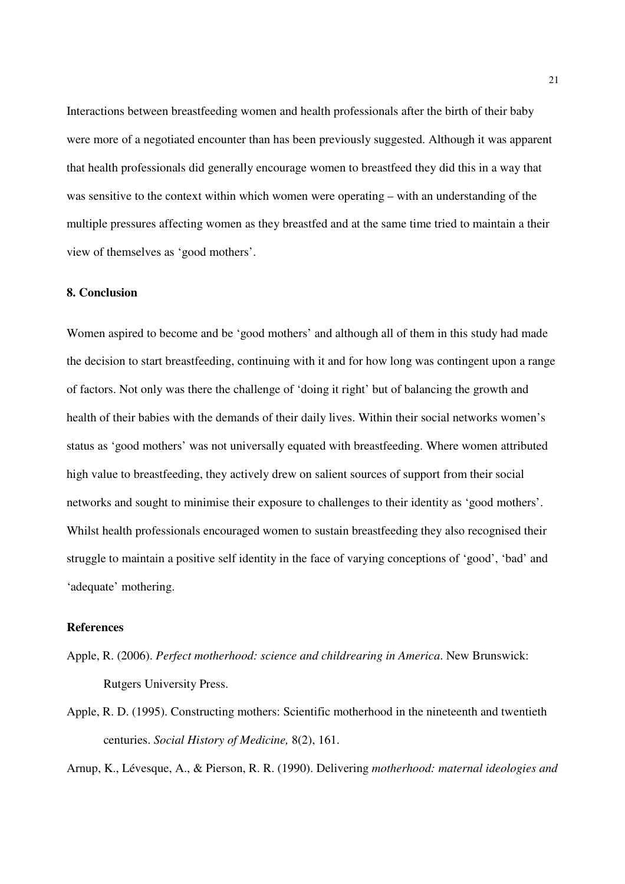Interactions between breastfeeding women and health professionals after the birth of their baby were more of a negotiated encounter than has been previously suggested. Although it was apparent that health professionals did generally encourage women to breastfeed they did this in a way that was sensitive to the context within which women were operating – with an understanding of the multiple pressures affecting women as they breastfed and at the same time tried to maintain a their view of themselves as 'good mothers'.

## 8. Conclusion

Women aspired to become and be 'good mothers' and although all of them in this study had made the decision to start breastfeeding, continuing with it and for how long was contingent upon a range of factors. Not only was there the challenge of 'doing it right' but of balancing the growth and health of their babies with the demands of their daily lives. Within their social networks women's status as 'good mothers' was not universally equated with breastfeeding. Where women attributed high value to breastfeeding, they actively drew on salient sources of support from their social networks and sought to minimise their exposure to challenges to their identity as 'good mothers'. Whilst health professionals encouraged women to sustain breastfeeding they also recognised their struggle to maintain a positive self identity in the face of varying conceptions of 'good', 'bad' and 'adequate' mothering.

## References

Apple, R. (2006). *Perfect motherhood: science and childrearing in America*. New Brunswick: Rutgers University Press.

Apple, R. D. (1995). Constructing mothers: Scientific motherhood in the nineteenth and twentieth centuries. *Social History of Medicine,* 8(2), 161.

Arnup, K., Lévesque, A., & Pierson, R. R. (1990). Delivering *motherhood: maternal ideologies and*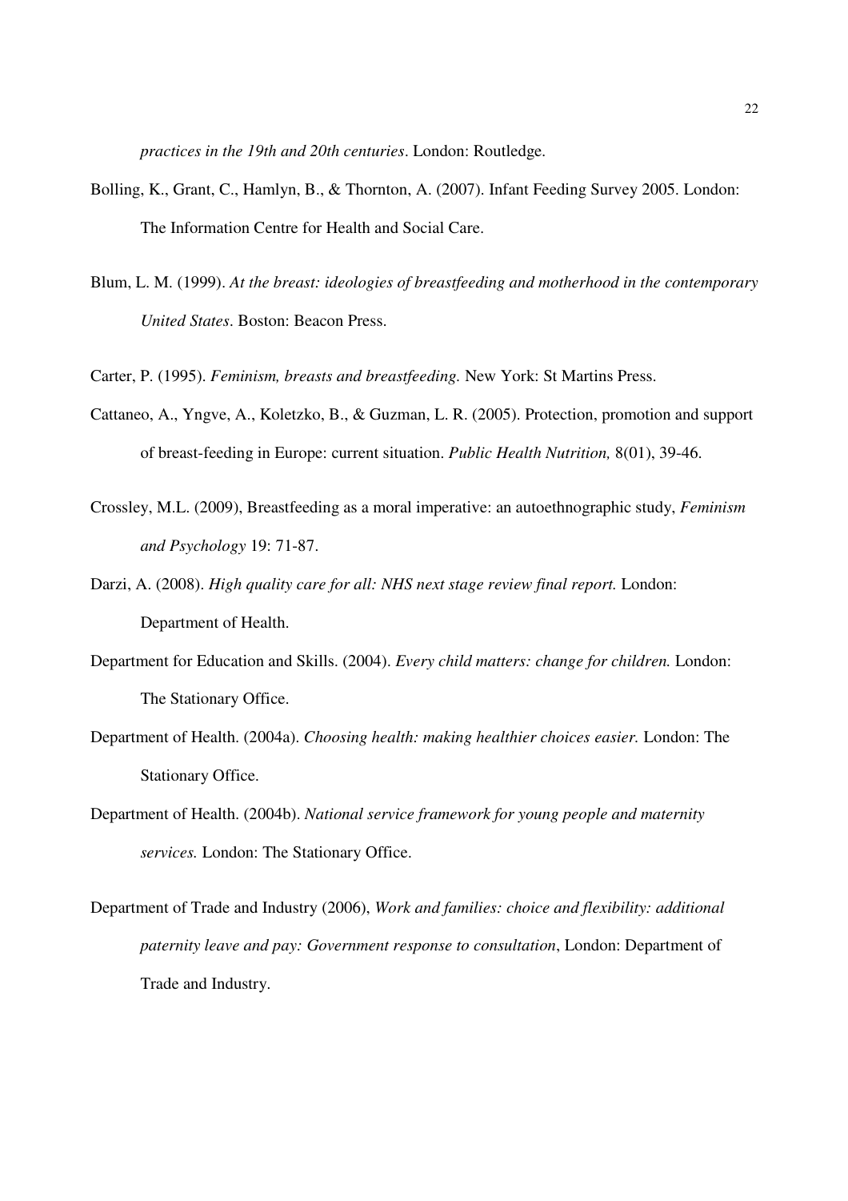*practices in the 19th and 20th centuries*. London: Routledge.

Bolling, K., Grant, C., Hamlyn, B., & Thornton, A. (2007). Infant Feeding Survey 2005. London: The Information Centre for Health and Social Care.

Blum, L. M. (1999). *At the breast: ideologies of breastfeeding and motherhood in the contemporary United States*. Boston: Beacon Press.

Carter, P. (1995). *Feminism, breasts and breastfeeding.* New York: St Martins Press.

Cattaneo, A., Yngve, A., Koletzko, B., & Guzman, L. R. (2005). Protection, promotion and support of breast-feeding in Europe: current situation. *Public Health Nutrition,* 8(01), 39-46.

Crossley, M.L. (2009), Breastfeeding as a moral imperative: an autoethnographic study, *Feminism and Psychology* 19: 71-87.

Darzi, A. (2008). *High quality care for all: NHS next stage review final report.* London: Department of Health.

Department for Education and Skills. (2004). *Every child matters: change for children.* London: The Stationary Office.

Department of Health. (2004a). *Choosing health: making healthier choices easier.* London: The Stationary Office.

Department of Health. (2004b). *National service framework for young people and maternity services.* London: The Stationary Office.

Department of Trade and Industry (2006), *Work and families: choice and flexibility: additional paternity leave and pay: Government response to consultation*, London: Department of Trade and Industry.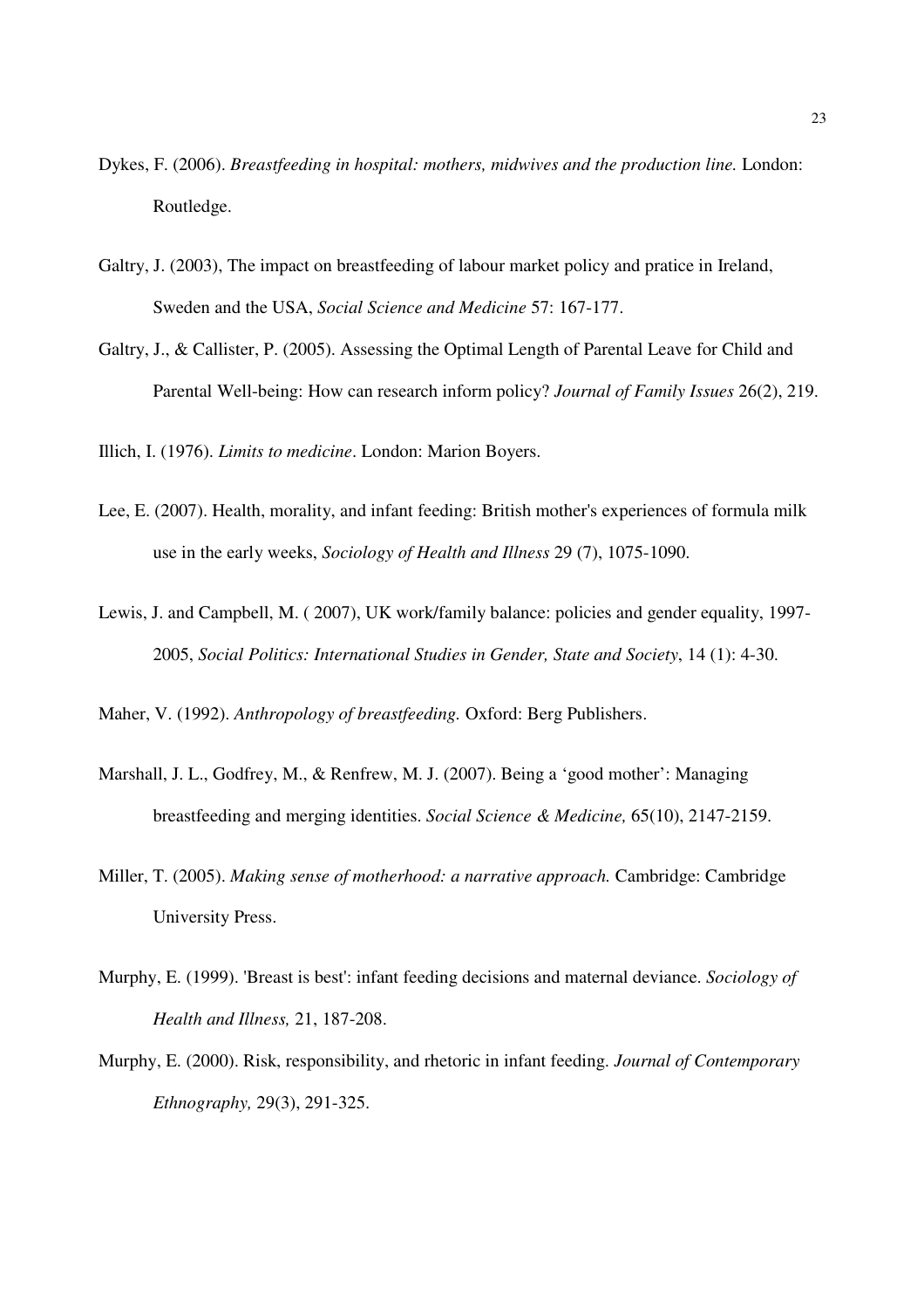Dykes, F. (2006). *Breastfeeding in hospital: mothers, midwives and the production line.* London: Routledge.

Galtry, J. (2003), The impact on breastfeeding of labour market policy and pratice in Ireland, Sweden and the USA, *Social Science and Medicine* 57: 167-177.

Galtry, J., & Callister, P. (2005). Assessing the Optimal Length of Parental Leave for Child and Parental Well-being: How can research inform policy? *Journal of Family Issues* 26(2), 219.

Illich, I. (1976). *Limits to medicine*. London: Marion Boyers.

Lee, E. (2007). Health, morality, and infant feeding: British mother's experiences of formula milk use in the early weeks, *Sociology of Health and Illness* 29 (7), 1075-1090.

Lewis, J. and Campbell, M. ( 2007), UK work/family balance: policies and gender equality, 1997-2005, *Social Politics: International Studies in Gender, State and Society*, 14 (1): 4-30.

Maher, V. (1992). *Anthropology of breastfeeding.* Oxford: Berg Publishers.

Marshall, J. L., Godfrey, M., & Renfrew, M. J. (2007). Being a 'good mother': Managing breastfeeding and merging identities. *Social Science & Medicine,* 65(10), 2147-2159.

Miller, T. (2005). *Making sense of motherhood: a narrative approach.* Cambridge: Cambridge University Press.

Murphy, E. (1999). 'Breast is best': infant feeding decisions and maternal deviance. *Sociology of Health and Illness,* 21, 187-208.

Murphy, E. (2000). Risk, responsibility, and rhetoric in infant feeding. *Journal of Contemporary Ethnography,* 29(3), 291-325.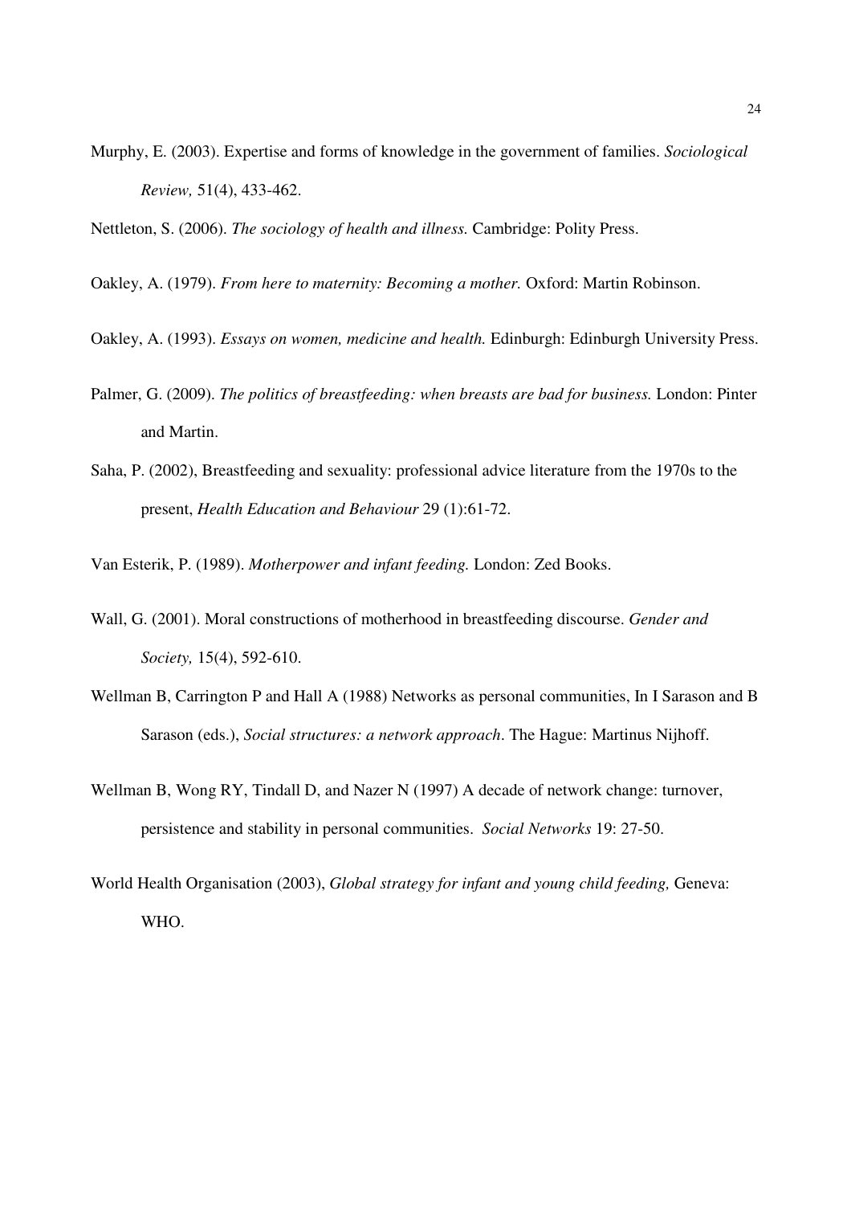Murphy, E. (2003). Expertise and forms of knowledge in the government of families. *Sociological Review,* 51(4), 433-462.

Nettleton, S. (2006). *The sociology of health and illness.* Cambridge: Polity Press.

Oakley, A. (1979). *From here to maternity: Becoming a mother.* Oxford: Martin Robinson.

Oakley, A. (1993). *Essays on women, medicine and health.* Edinburgh: Edinburgh University Press.

Palmer, G. (2009). *The politics of breastfeeding: when breasts are bad for business.* London: Pinter and Martin.

Saha, P. (2002), Breastfeeding and sexuality: professional advice literature from the 1970s to the present, *Health Education and Behaviour* 29 (1):61-72.

Van Esterik, P. (1989). *Motherpower and infant feeding.* London: Zed Books.

Wall, G. (2001). Moral constructions of motherhood in breastfeeding discourse. *Gender and Society,* 15(4), 592-610.

Wellman B, Carrington P and Hall A (1988) Networks as personal communities, In I Sarason and B Sarason (eds.), *Social structures: a network approach*. The Hague: Martinus Nijhoff.

Wellman B, Wong RY, Tindall D, and Nazer N (1997) A decade of network change: turnover, persistence and stability in personal communities. *Social Networks* 19: 27-50.

World Health Organisation (2003), *Global strategy for infant and young child feeding,* Geneva: WHO.